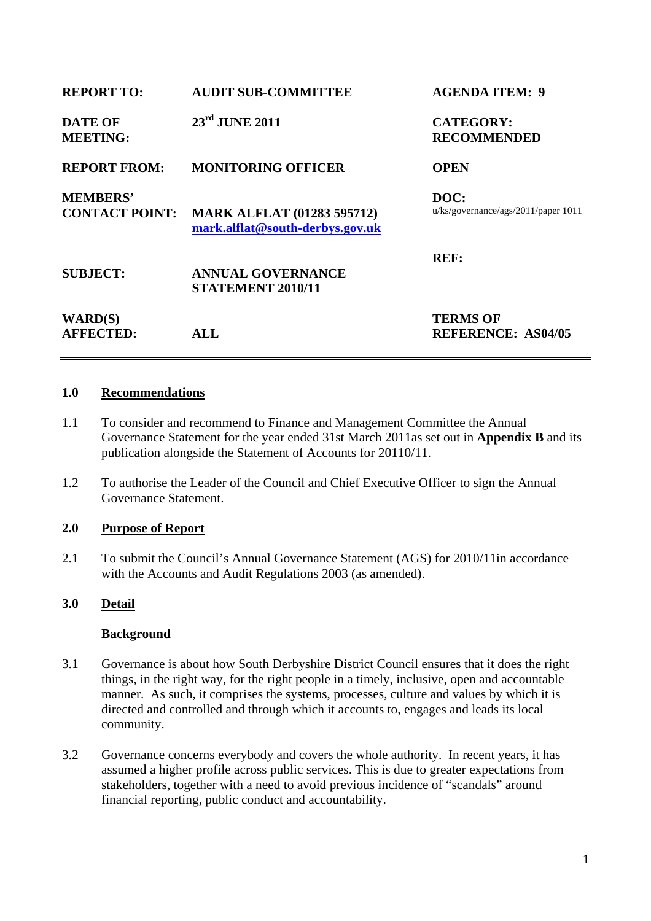| | | |
|---|---|---|
| **REPORT TO:** | **AUDIT SUB-COMMITTEE** | **AGENDA ITEM: 9** |
| **DATE OF MEETING:** | **23rd JUNE 2011** | **CATEGORY: RECOMMENDED** |
| **REPORT FROM:** | **MONITORING OFFICER** | **OPEN** |
| **MEMBERS' CONTACT POINT:** | **MARK ALFLAT (01283 595712)** **mark.alflat@south-derbys.gov.uk** | **DOC:** u/ks/governance/ags/2011/paper 1011 |
| **SUBJECT:** | **ANNUAL GOVERNANCE STATEMENT 2010/11** | **REF:** |
| **WARD(S) AFFECTED:** | **ALL** | **TERMS OF REFERENCE: AS04/05** |

## 1.0 Recommendations

1.1 To consider and recommend to Finance and Management Committee the Annual Governance Statement for the year ended 31st March 2011as set out in **Appendix B** and its publication alongside the Statement of Accounts for 20110/11.

1.2 To authorise the Leader of the Council and Chief Executive Officer to sign the Annual Governance Statement.

## 2.0 Purpose of Report

2.1 To submit the Council's Annual Governance Statement (AGS) for 2010/11in accordance with the Accounts and Audit Regulations 2003 (as amended).

## 3.0 Detail

**Background**

3.1 Governance is about how South Derbyshire District Council ensures that it does the right things, in the right way, for the right people in a timely, inclusive, open and accountable manner. As such, it comprises the systems, processes, culture and values by which it is directed and controlled and through which it accounts to, engages and leads its local community.

3.2 Governance concerns everybody and covers the whole authority. In recent years, it has assumed a higher profile across public services. This is due to greater expectations from stakeholders, together with a need to avoid previous incidence of "scandals" around financial reporting, public conduct and accountability.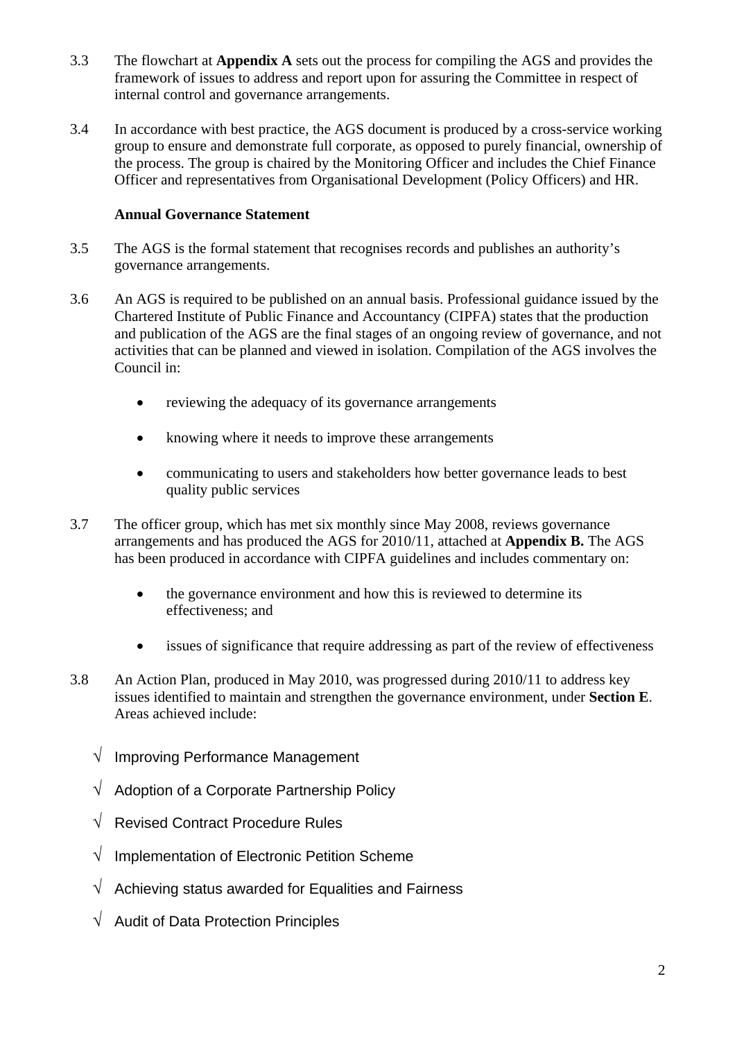3.3 The flowchart at **Appendix A** sets out the process for compiling the AGS and provides the framework of issues to address and report upon for assuring the Committee in respect of internal control and governance arrangements.

3.4 In accordance with best practice, the AGS document is produced by a cross-service working group to ensure and demonstrate full corporate, as opposed to purely financial, ownership of the process. The group is chaired by the Monitoring Officer and includes the Chief Finance Officer and representatives from Organisational Development (Policy Officers) and HR.

**Annual Governance Statement**

3.5 The AGS is the formal statement that recognises records and publishes an authority's governance arrangements.

3.6 An AGS is required to be published on an annual basis. Professional guidance issued by the Chartered Institute of Public Finance and Accountancy (CIPFA) states that the production and publication of the AGS are the final stages of an ongoing review of governance, and not activities that can be planned and viewed in isolation. Compilation of the AGS involves the Council in:

- reviewing the adequacy of its governance arrangements
- knowing where it needs to improve these arrangements
- communicating to users and stakeholders how better governance leads to best quality public services

3.7 The officer group, which has met six monthly since May 2008, reviews governance arrangements and has produced the AGS for 2010/11, attached at **Appendix B.** The AGS has been produced in accordance with CIPFA guidelines and includes commentary on:

- the governance environment and how this is reviewed to determine its effectiveness; and
- issues of significance that require addressing as part of the review of effectiveness

3.8 An Action Plan, produced in May 2010, was progressed during 2010/11 to address key issues identified to maintain and strengthen the governance environment, under **Section E**. Areas achieved include:

√ Improving Performance Management

√ Adoption of a Corporate Partnership Policy

√ Revised Contract Procedure Rules

√ Implementation of Electronic Petition Scheme

√ Achieving status awarded for Equalities and Fairness

√ Audit of Data Protection Principles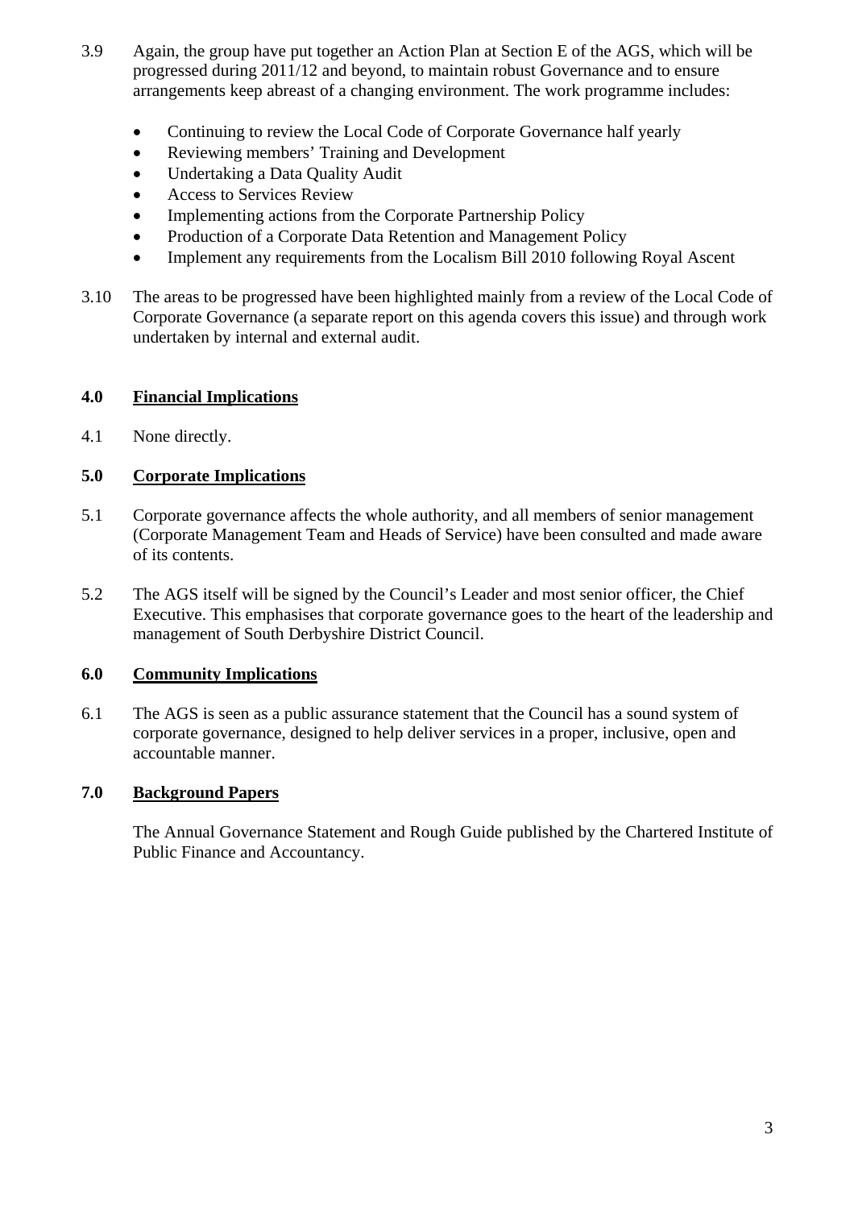3.9 Again, the group have put together an Action Plan at Section E of the AGS, which will be progressed during 2011/12 and beyond, to maintain robust Governance and to ensure arrangements keep abreast of a changing environment. The work programme includes:

- Continuing to review the Local Code of Corporate Governance half yearly
- Reviewing members' Training and Development
- Undertaking a Data Quality Audit
- Access to Services Review
- Implementing actions from the Corporate Partnership Policy
- Production of a Corporate Data Retention and Management Policy
- Implement any requirements from the Localism Bill 2010 following Royal Ascent

3.10 The areas to be progressed have been highlighted mainly from a review of the Local Code of Corporate Governance (a separate report on this agenda covers this issue) and through work undertaken by internal and external audit.

## 4.0 Financial Implications

4.1 None directly.

## 5.0 Corporate Implications

5.1 Corporate governance affects the whole authority, and all members of senior management (Corporate Management Team and Heads of Service) have been consulted and made aware of its contents.

5.2 The AGS itself will be signed by the Council's Leader and most senior officer, the Chief Executive. This emphasises that corporate governance goes to the heart of the leadership and management of South Derbyshire District Council.

## 6.0 Community Implications

6.1 The AGS is seen as a public assurance statement that the Council has a sound system of corporate governance, designed to help deliver services in a proper, inclusive, open and accountable manner.

## 7.0 Background Papers

The Annual Governance Statement and Rough Guide published by the Chartered Institute of Public Finance and Accountancy.